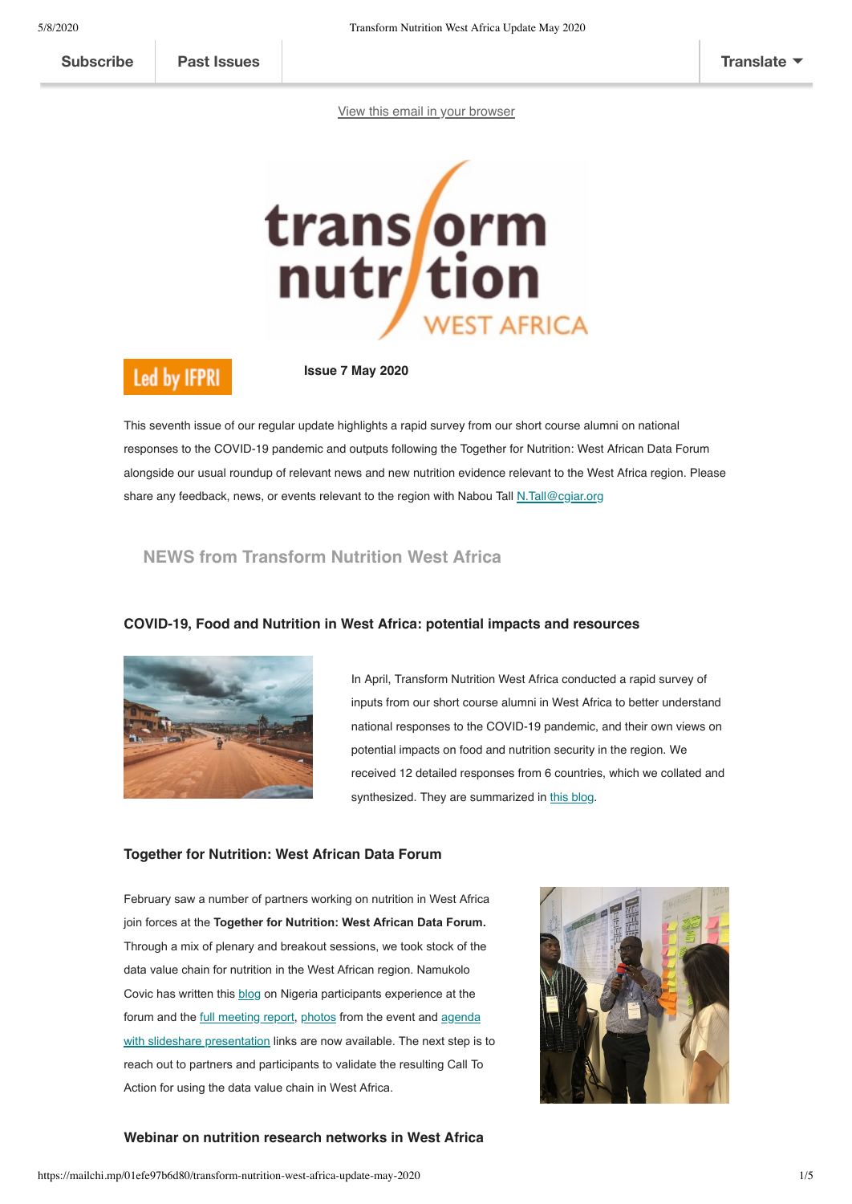Subscribe | Past Issues | Translate

View this email in your browser

Led by IFPRI

**Issue 7 May 2020**

This seventh issue of our regular update highlights a rapid survey from our short course alumni on national responses to the COVID-19 pandemic and outputs following the Together for Nutrition: West African Data Forum alongside our usual roundup of relevant news and new nutrition evidence relevant to the West Africa region. Please share any feedback, news, or events relevant to the region with Nabou Tall N.Tall@cgiar.org

## NEWS from Transform Nutrition West Africa

### COVID-19, Food and Nutrition in West Africa: potential impacts and resources

In April, Transform Nutrition West Africa conducted a rapid survey of inputs from our short course alumni in West Africa to better understand national responses to the COVID-19 pandemic, and their own views on potential impacts on food and nutrition security in the region. We received 12 detailed responses from 6 countries, which we collated and synthesized. They are summarized in this blog.

### Together for Nutrition: West African Data Forum

February saw a number of partners working on nutrition in West Africa join forces at the **Together for Nutrition: West African Data Forum.** Through a mix of plenary and breakout sessions, we took stock of the data value chain for nutrition in the West African region. Namukolo Covic has written this blog on Nigeria participants experience at the forum and the full meeting report, photos from the event and agenda with slideshare presentation links are now available. The next step is to reach out to partners and participants to validate the resulting Call To Action for using the data value chain in West Africa.

### Webinar on nutrition research networks in West Africa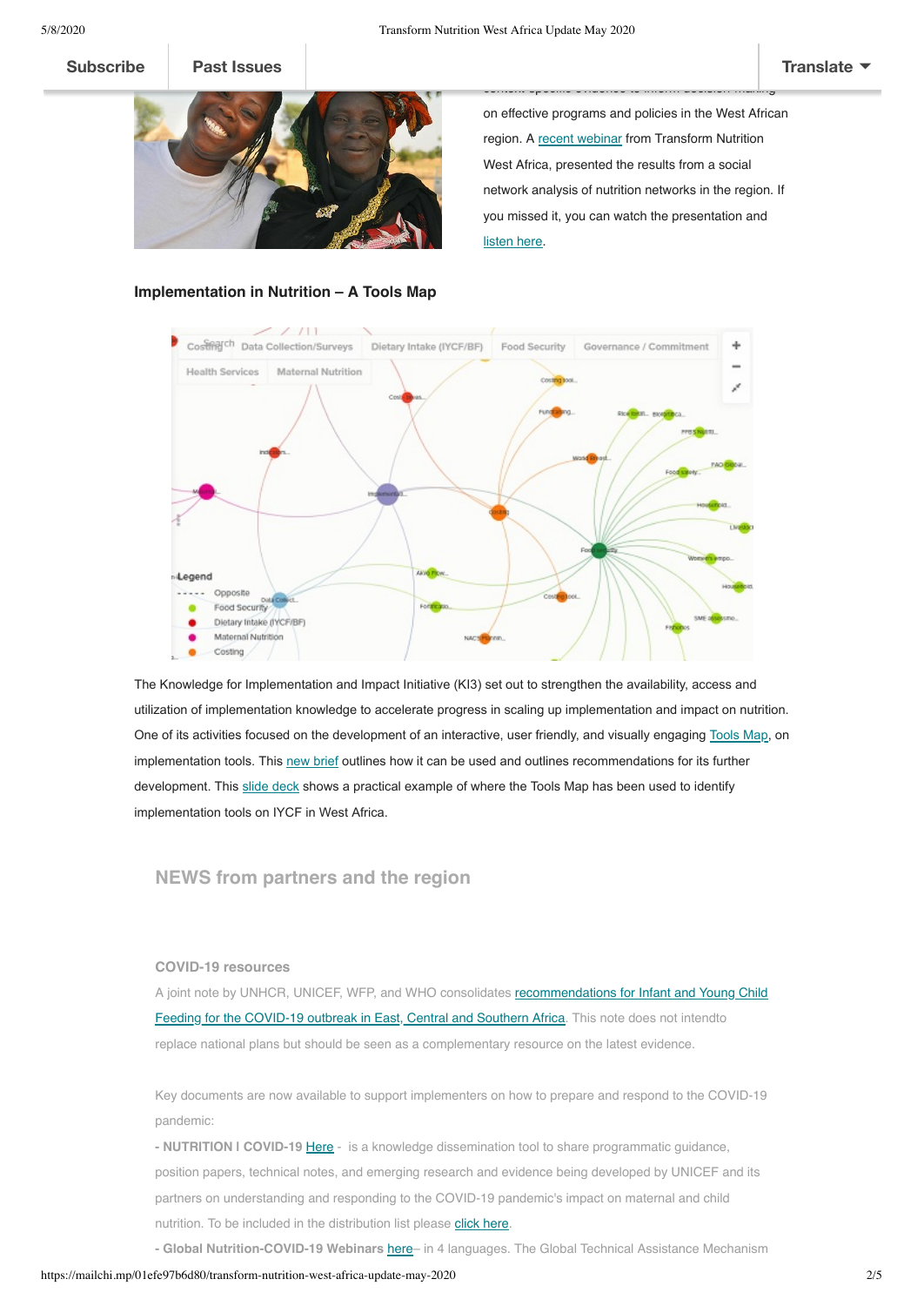on effective programs and policies in the West African region. A recent webinar from Transform Nutrition West Africa, presented the results from a social network analysis of nutrition networks in the region. If you missed it, you can watch the presentation and listen here.

**Implementation in Nutrition – A Tools Map**

The Knowledge for Implementation and Impact Initiative (KI3) set out to strengthen the availability, access and utilization of implementation knowledge to accelerate progress in scaling up implementation and impact on nutrition. One of its activities focused on the development of an interactive, user friendly, and visually engaging Tools Map, on implementation tools. This new brief outlines how it can be used and outlines recommendations for its further development. This slide deck shows a practical example of where the Tools Map has been used to identify implementation tools on IYCF in West Africa.

## NEWS from partners and the region

### COVID-19 resources

A joint note by UNHCR, UNICEF, WFP, and WHO consolidates recommendations for Infant and Young Child Feeding for the COVID-19 outbreak in East, Central and Southern Africa. This note does not intendto replace national plans but should be seen as a complementary resource on the latest evidence.

Key documents are now available to support implementers on how to prepare and respond to the COVID-19 pandemic:

- **NUTRITION I COVID-19** Here - is a knowledge dissemination tool to share programmatic guidance, position papers, technical notes, and emerging research and evidence being developed by UNICEF and its partners on understanding and responding to the COVID-19 pandemic's impact on maternal and child nutrition. To be included in the distribution list please click here.
- **Global Nutrition-COVID-19 Webinars** here– in 4 languages. The Global Technical Assistance Mechanism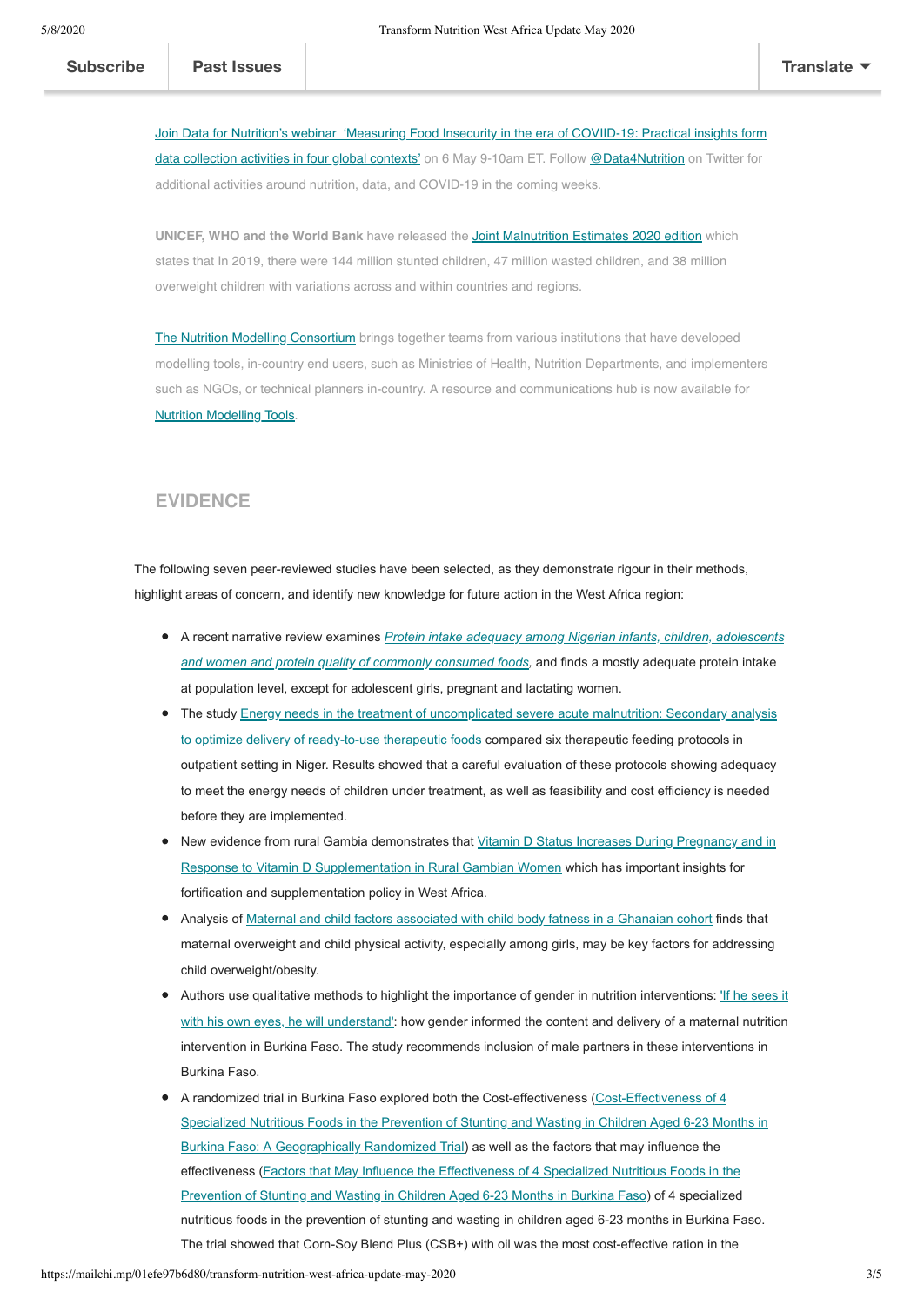[Join Data for Nutrition's webinar 'Measuring Food Insecurity in the era of COVIID-19: Practical insights form data collection activities in four global contexts'](#) on 6 May 9-10am ET. Follow [@Data4Nutrition](#) on Twitter for additional activities around nutrition, data, and COVID-19 in the coming weeks.

**UNICEF, WHO and the World Bank** have released the [Joint Malnutrition Estimates 2020 edition](#) which states that In 2019, there were 144 million stunted children, 47 million wasted children, and 38 million overweight children with variations across and within countries and regions.

[The Nutrition Modelling Consortium](#) brings together teams from various institutions that have developed modelling tools, in-country end users, such as Ministries of Health, Nutrition Departments, and implementers such as NGOs, or technical planners in-country. A resource and communications hub is now available for [Nutrition Modelling Tools](#).

## EVIDENCE

The following seven peer-reviewed studies have been selected, as they demonstrate rigour in their methods, highlight areas of concern, and identify new knowledge for future action in the West Africa region:

- A recent narrative review examines [*Protein intake adequacy among Nigerian infants, children, adolescents and women and protein quality of commonly consumed foods*](#), and finds a mostly adequate protein intake at population level, except for adolescent girls, pregnant and lactating women.
- The study [Energy needs in the treatment of uncomplicated severe acute malnutrition: Secondary analysis to optimize delivery of ready-to-use therapeutic foods](#) compared six therapeutic feeding protocols in outpatient setting in Niger. Results showed that a careful evaluation of these protocols showing adequacy to meet the energy needs of children under treatment, as well as feasibility and cost efficiency is needed before they are implemented.
- New evidence from rural Gambia demonstrates that [Vitamin D Status Increases During Pregnancy and in Response to Vitamin D Supplementation in Rural Gambian Women](#) which has important insights for fortification and supplementation policy in West Africa.
- Analysis of [Maternal and child factors associated with child body fatness in a Ghanaian cohort](#) finds that maternal overweight and child physical activity, especially among girls, may be key factors for addressing child overweight/obesity.
- Authors use qualitative methods to highlight the importance of gender in nutrition interventions: ['If he sees it with his own eyes, he will understand'](#): how gender informed the content and delivery of a maternal nutrition intervention in Burkina Faso. The study recommends inclusion of male partners in these interventions in Burkina Faso.
- A randomized trial in Burkina Faso explored both the Cost-effectiveness ([Cost-Effectiveness of 4 Specialized Nutritious Foods in the Prevention of Stunting and Wasting in Children Aged 6-23 Months in Burkina Faso: A Geographically Randomized Trial](#)) as well as the factors that may influence the effectiveness ([Factors that May Influence the Effectiveness of 4 Specialized Nutritious Foods in the Prevention of Stunting and Wasting in Children Aged 6-23 Months in Burkina Faso](#)) of 4 specialized nutritious foods in the prevention of stunting and wasting in children aged 6-23 months in Burkina Faso. The trial showed that Corn-Soy Blend Plus (CSB+) with oil was the most cost-effective ration in the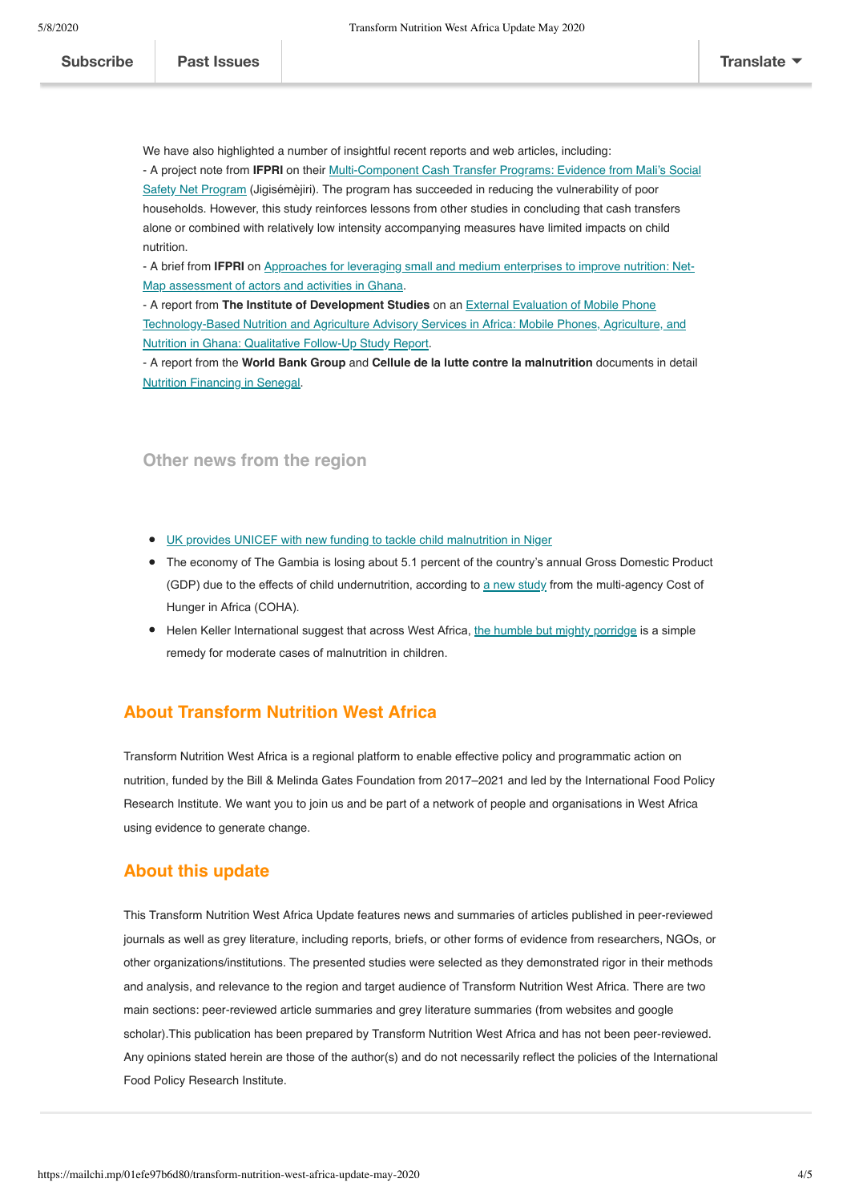We have also highlighted a number of insightful recent reports and web articles, including:

- A project note from **IFPRI** on their Multi-Component Cash Transfer Programs: Evidence from Mali's Social Safety Net Program (Jigisémèjiri). The program has succeeded in reducing the vulnerability of poor households. However, this study reinforces lessons from other studies in concluding that cash transfers alone or combined with relatively low intensity accompanying measures have limited impacts on child nutrition.
- A brief from **IFPRI** on Approaches for leveraging small and medium enterprises to improve nutrition: Net-Map assessment of actors and activities in Ghana.
- A report from **The Institute of Development Studies** on an External Evaluation of Mobile Phone Technology-Based Nutrition and Agriculture Advisory Services in Africa: Mobile Phones, Agriculture, and Nutrition in Ghana: Qualitative Follow-Up Study Report.
- A report from the **World Bank Group** and **Cellule de la lutte contre la malnutrition** documents in detail Nutrition Financing in Senegal.

### Other news from the region

- UK provides UNICEF with new funding to tackle child malnutrition in Niger
- The economy of The Gambia is losing about 5.1 percent of the country's annual Gross Domestic Product (GDP) due to the effects of child undernutrition, according to a new study from the multi-agency Cost of Hunger in Africa (COHA).
- Helen Keller International suggest that across West Africa, the humble but mighty porridge is a simple remedy for moderate cases of malnutrition in children.

## About Transform Nutrition West Africa

Transform Nutrition West Africa is a regional platform to enable effective policy and programmatic action on nutrition, funded by the Bill & Melinda Gates Foundation from 2017–2021 and led by the International Food Policy Research Institute. We want you to join us and be part of a network of people and organisations in West Africa using evidence to generate change.

## About this update

This Transform Nutrition West Africa Update features news and summaries of articles published in peer-reviewed journals as well as grey literature, including reports, briefs, or other forms of evidence from researchers, NGOs, or other organizations/institutions. The presented studies were selected as they demonstrated rigor in their methods and analysis, and relevance to the region and target audience of Transform Nutrition West Africa. There are two main sections: peer-reviewed article summaries and grey literature summaries (from websites and google scholar).This publication has been prepared by Transform Nutrition West Africa and has not been peer-reviewed. Any opinions stated herein are those of the author(s) and do not necessarily reflect the policies of the International Food Policy Research Institute.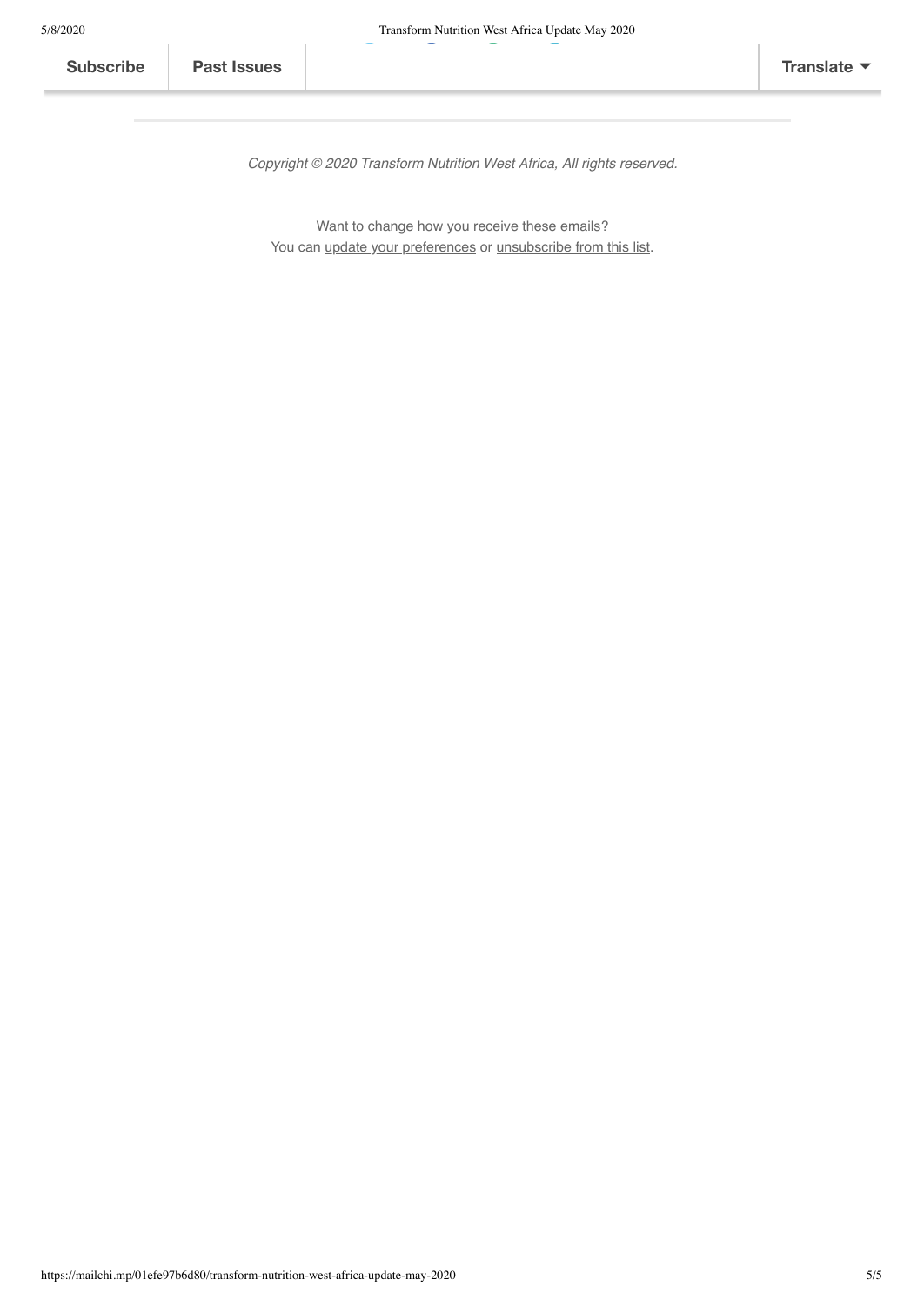Subscribe | Past Issues | Translate

*Copyright © 2020 Transform Nutrition West Africa, All rights reserved.*

Want to change how you receive these emails?
You can update your preferences or unsubscribe from this list.